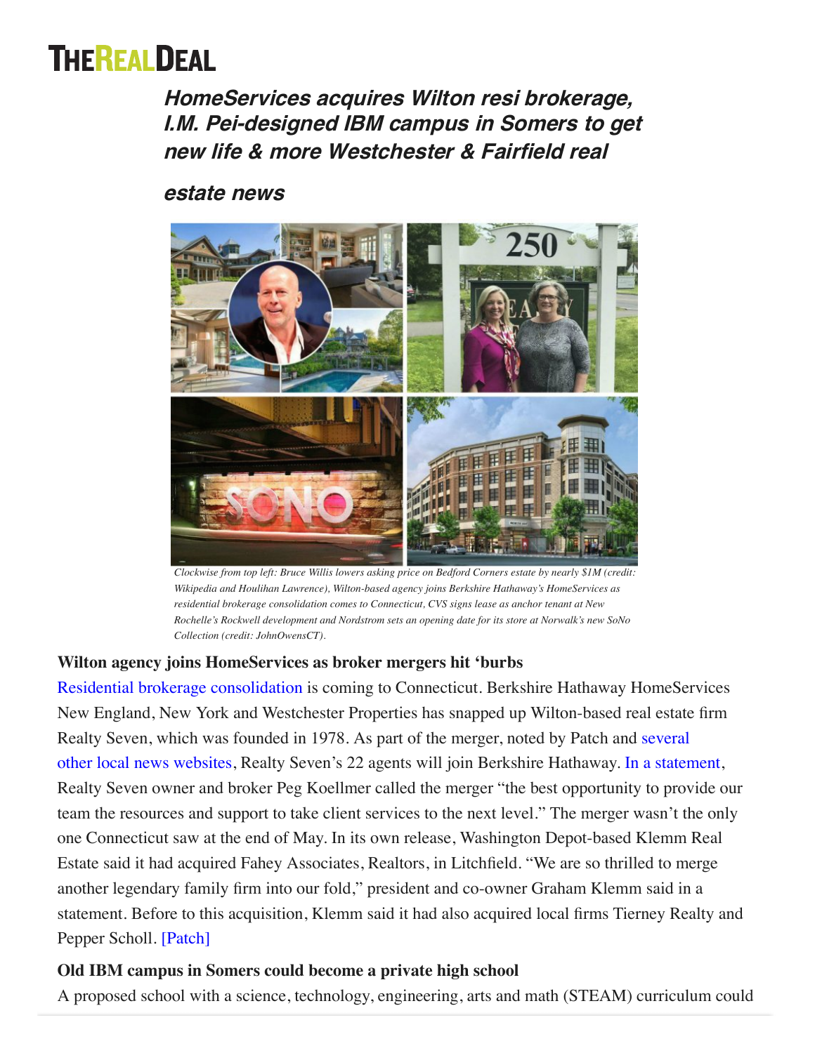# HomeServices acquires Wilton resi brokerage, I.M. Pei-designed IBM campus in Somers to get new life & more Westchester & Fairfield real estate news

*Clockwise from top left: Bruce Willis lowers asking price on Bedford Corners estate by nearly $1M (credit: Wikipedia and Houlihan Lawrence), Wilton-based agency joins Berkshire Hathaway's HomeServices as residential brokerage consolidation comes to Connecticut, CVS signs lease as anchor tenant at New Rochelle's Rockwell development and Nordstrom sets an opening date for its store at Norwalk's new SoNo Collection (credit: JohnOwensCT).*

**Wilton agency joins HomeServices as broker mergers hit 'burbs**

Residential brokerage consolidation is coming to Connecticut. Berkshire Hathaway HomeServices New England, New York and Westchester Properties has snapped up Wilton-based real estate firm Realty Seven, which was founded in 1978. As part of the merger, noted by Patch and several other local news websites, Realty Seven's 22 agents will join Berkshire Hathaway. In a statement, Realty Seven owner and broker Peg Koellmer called the merger "the best opportunity to provide our team the resources and support to take client services to the next level." The merger wasn't the only one Connecticut saw at the end of May. In its own release, Washington Depot-based Klemm Real Estate said it had acquired Fahey Associates, Realtors, in Litchfield. "We are so thrilled to merge another legendary family firm into our fold," president and co-owner Graham Klemm said in a statement. Before to this acquisition, Klemm said it had also acquired local firms Tierney Realty and Pepper Scholl. [Patch]

**Old IBM campus in Somers could become a private high school**

A proposed school with a science, technology, engineering, arts and math (STEAM) curriculum could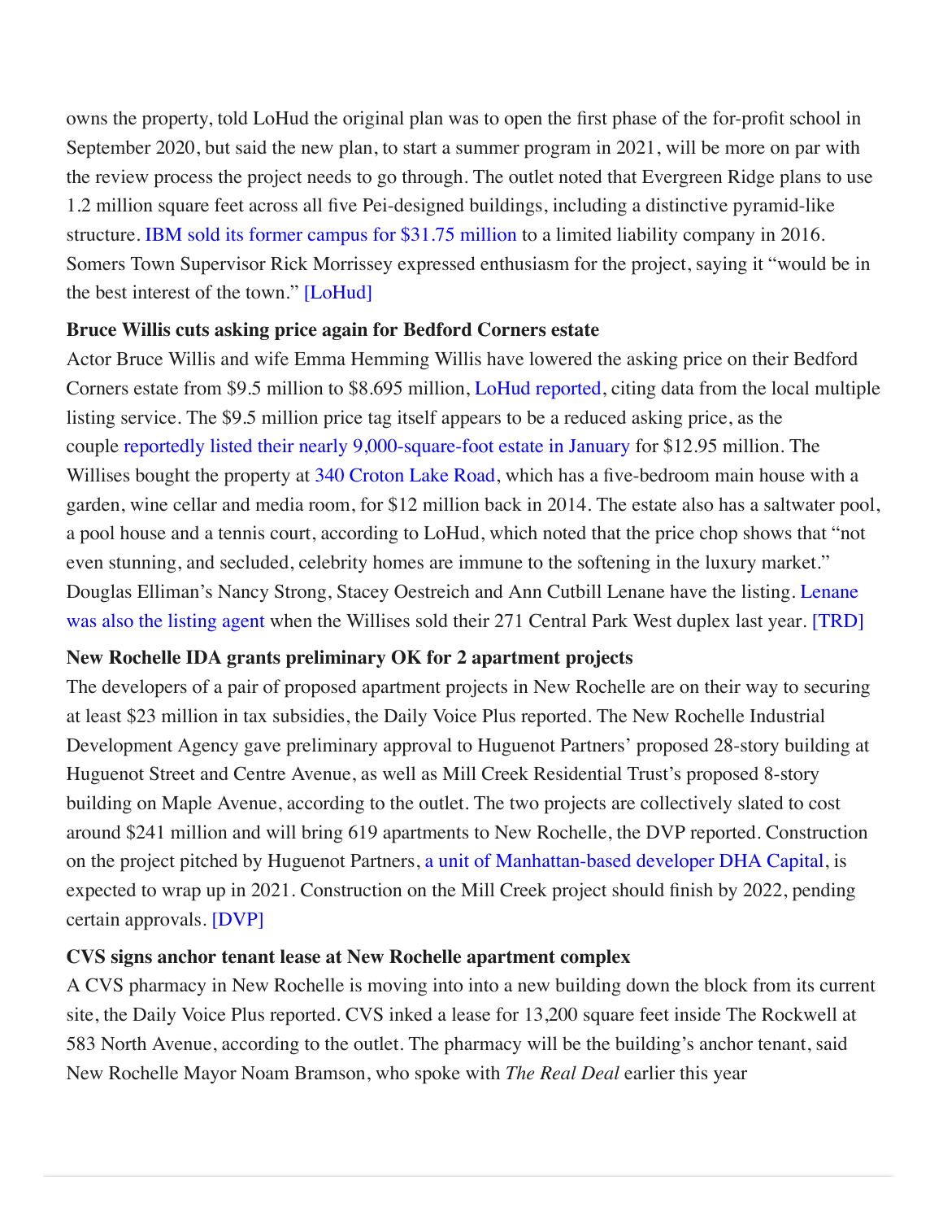owns the property, told LoHud the original plan was to open the first phase of the for-profit school in September 2020, but said the new plan, to start a summer program in 2021, will be more on par with the review process the project needs to go through. The outlet noted that Evergreen Ridge plans to use 1.2 million square feet across all five Pei-designed buildings, including a distinctive pyramid-like structure. IBM sold its former campus for $31.75 million to a limited liability company in 2016. Somers Town Supervisor Rick Morrissey expressed enthusiasm for the project, saying it "would be in the best interest of the town." [LoHud]

**Bruce Willis cuts asking price again for Bedford Corners estate**

Actor Bruce Willis and wife Emma Hemming Willis have lowered the asking price on their Bedford Corners estate from $9.5 million to $8.695 million, LoHud reported, citing data from the local multiple listing service. The $9.5 million price tag itself appears to be a reduced asking price, as the couple reportedly listed their nearly 9,000-square-foot estate in January for $12.95 million. The Willises bought the property at 340 Croton Lake Road, which has a five-bedroom main house with a garden, wine cellar and media room, for $12 million back in 2014. The estate also has a saltwater pool, a pool house and a tennis court, according to LoHud, which noted that the price chop shows that "not even stunning, and secluded, celebrity homes are immune to the softening in the luxury market." Douglas Elliman's Nancy Strong, Stacey Oestreich and Ann Cutbill Lenane have the listing. Lenane was also the listing agent when the Willises sold their 271 Central Park West duplex last year. [TRD]

**New Rochelle IDA grants preliminary OK for 2 apartment projects**

The developers of a pair of proposed apartment projects in New Rochelle are on their way to securing at least $23 million in tax subsidies, the Daily Voice Plus reported. The New Rochelle Industrial Development Agency gave preliminary approval to Huguenot Partners' proposed 28-story building at Huguenot Street and Centre Avenue, as well as Mill Creek Residential Trust's proposed 8-story building on Maple Avenue, according to the outlet. The two projects are collectively slated to cost around $241 million and will bring 619 apartments to New Rochelle, the DVP reported. Construction on the project pitched by Huguenot Partners, a unit of Manhattan-based developer DHA Capital, is expected to wrap up in 2021. Construction on the Mill Creek project should finish by 2022, pending certain approvals. [DVP]

**CVS signs anchor tenant lease at New Rochelle apartment complex**

A CVS pharmacy in New Rochelle is moving into into a new building down the block from its current site, the Daily Voice Plus reported. CVS inked a lease for 13,200 square feet inside The Rockwell at 583 North Avenue, according to the outlet. The pharmacy will be the building's anchor tenant, said New Rochelle Mayor Noam Bramson, who spoke with *The Real Deal* earlier this year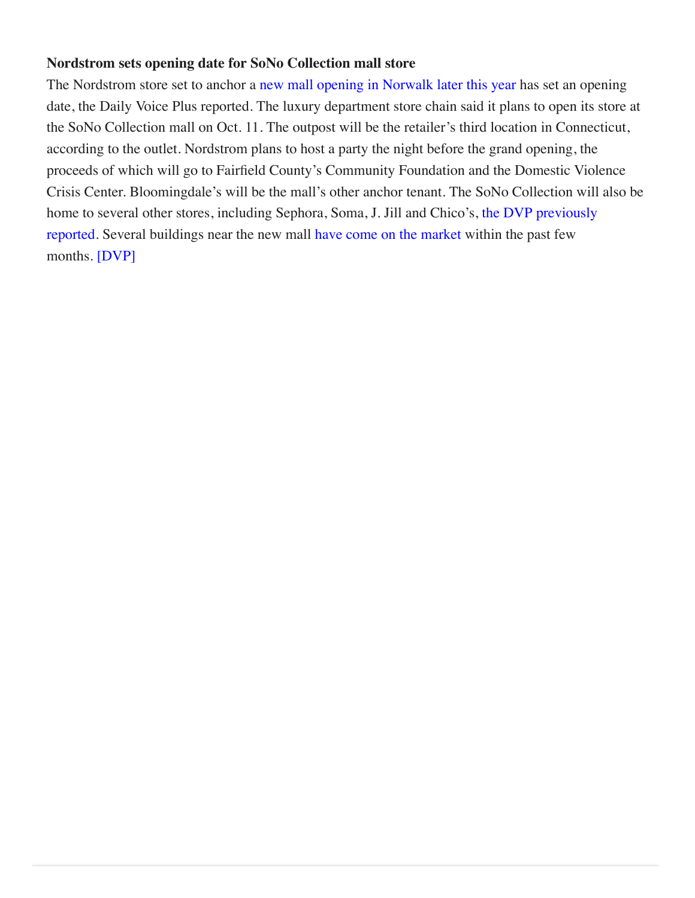**Nordstrom sets opening date for SoNo Collection mall store**

The Nordstrom store set to anchor a new mall opening in Norwalk later this year has set an opening date, the Daily Voice Plus reported. The luxury department store chain said it plans to open its store at the SoNo Collection mall on Oct. 11. The outpost will be the retailer's third location in Connecticut, according to the outlet. Nordstrom plans to host a party the night before the grand opening, the proceeds of which will go to Fairfield County's Community Foundation and the Domestic Violence Crisis Center. Bloomingdale's will be the mall's other anchor tenant. The SoNo Collection will also be home to several other stores, including Sephora, Soma, J. Jill and Chico's, the DVP previously reported. Several buildings near the new mall have come on the market within the past few months. [DVP]